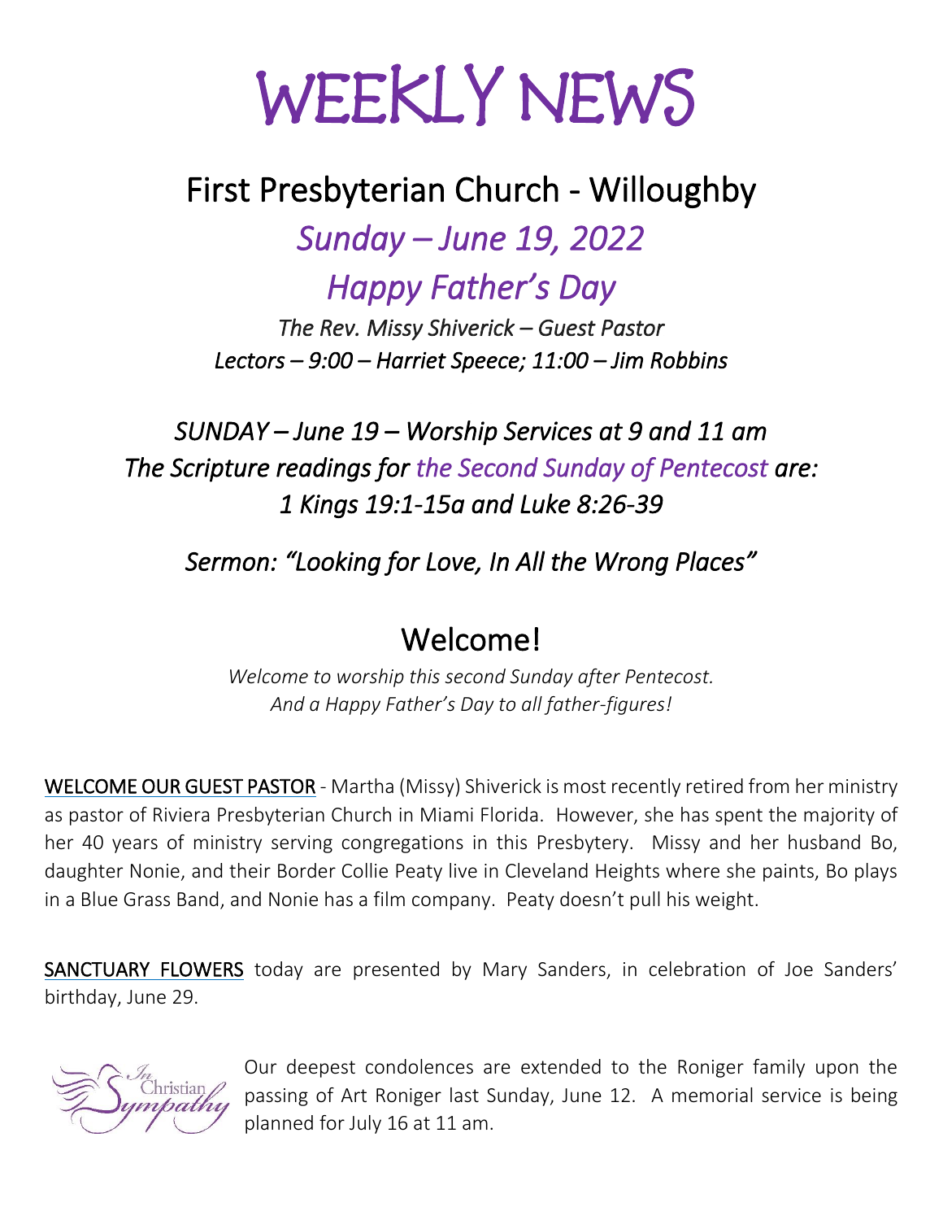# WEEKLY NEWS

## First Presbyterian Church - Willoughby

*Sunday – June 19, 2022*

*Happy Father's Day*

*The Rev. Missy Shiverick – Guest Pastor*

*Lectors – 9:00 – Harriet Speece; 11:00 – Jim Robbins*

*SUNDAY – June 19 – Worship Services at 9 and 11 am*

*The Scripture readings for the Second Sunday of Pentecost are:*

*1 Kings 19:1-15a and Luke 8:26-39*

*Sermon: "Looking for Love, In All the Wrong Places"*

## Welcome!

*Welcome to worship this second Sunday after Pentecost.*
*And a Happy Father's Day to all father-figures!*

WELCOME OUR GUEST PASTOR - Martha (Missy) Shiverick is most recently retired from her ministry as pastor of Riviera Presbyterian Church in Miami Florida. However, she has spent the majority of her 40 years of ministry serving congregations in this Presbytery. Missy and her husband Bo, daughter Nonie, and their Border Collie Peaty live in Cleveland Heights where she paints, Bo plays in a Blue Grass Band, and Nonie has a film company. Peaty doesn't pull his weight.

SANCTUARY FLOWERS today are presented by Mary Sanders, in celebration of Joe Sanders' birthday, June 29.

In Christian Sympathy

Our deepest condolences are extended to the Roniger family upon the passing of Art Roniger last Sunday, June 12. A memorial service is being planned for July 16 at 11 am.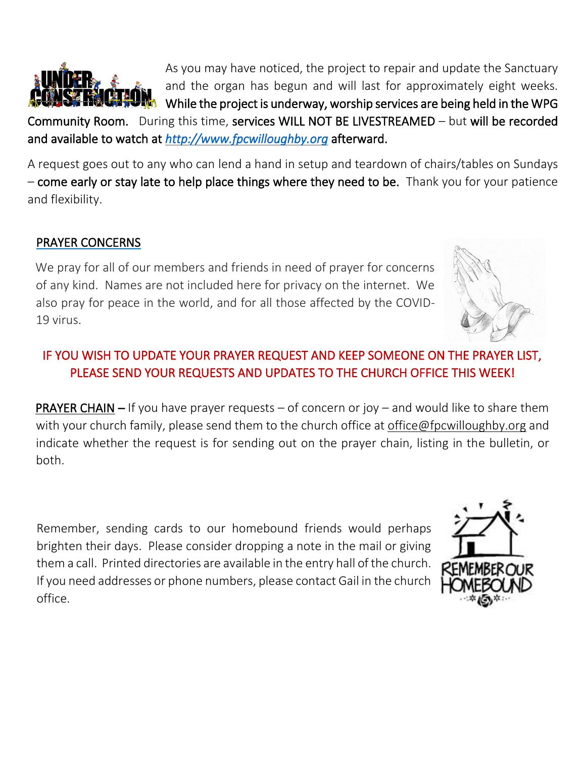As you may have noticed, the project to repair and update the Sanctuary and the organ has begun and will last for approximately eight weeks. **While the project is underway, worship services are being held in the WPG Community Room.** During this time, **services WILL NOT BE LIVESTREAMED** – but **will be recorded and available to watch at** ***http://www.fpcwilloughby.org*** **afterward.**

A request goes out to any who can lend a hand in setup and teardown of chairs/tables on Sundays – **come early or stay late to help place things where they need to be.** Thank you for your patience and flexibility.

## PRAYER CONCERNS

We pray for all of our members and friends in need of prayer for concerns of any kind. Names are not included here for privacy on the internet. We also pray for peace in the world, and for all those affected by the COVID-19 virus.

**IF YOU WISH TO UPDATE YOUR PRAYER REQUEST AND KEEP SOMEONE ON THE PRAYER LIST, PLEASE SEND YOUR REQUESTS AND UPDATES TO THE CHURCH OFFICE THIS WEEK!**

**PRAYER CHAIN –** If you have prayer requests – of concern or joy – and would like to share them with your church family, please send them to the church office at office@fpcwilloughby.org and indicate whether the request is for sending out on the prayer chain, listing in the bulletin, or both.

Remember, sending cards to our homebound friends would perhaps brighten their days. Please consider dropping a note in the mail or giving them a call. Printed directories are available in the entry hall of the church. If you need addresses or phone numbers, please contact Gail in the church office.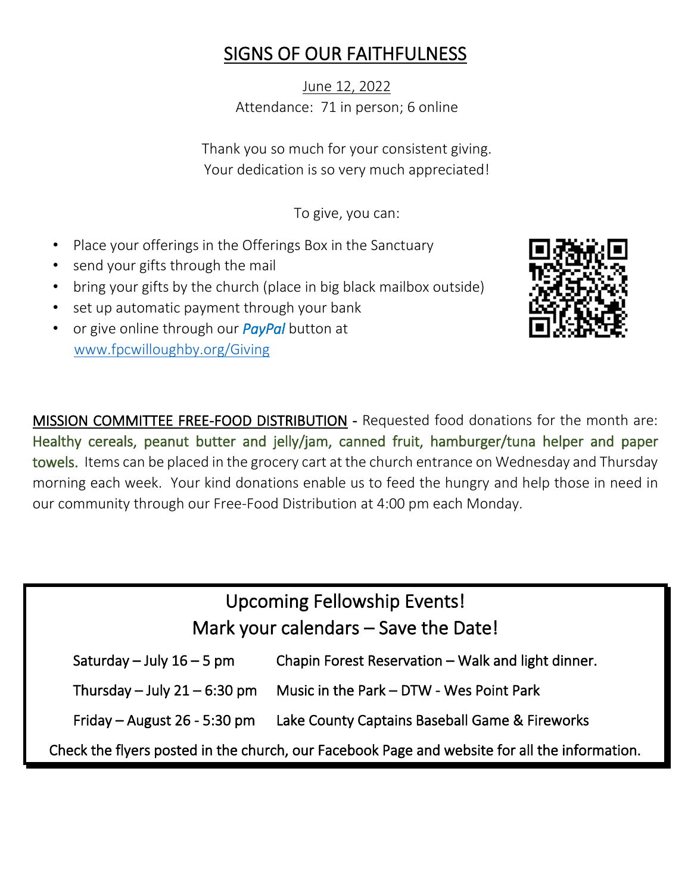# SIGNS OF OUR FAITHFULNESS

June 12, 2022

Attendance: 71 in person; 6 online

Thank you so much for your consistent giving.
Your dedication is so very much appreciated!

To give, you can:

- Place your offerings in the Offerings Box in the Sanctuary
- send your gifts through the mail
- bring your gifts by the church (place in big black mailbox outside)
- set up automatic payment through your bank
- or give online through our ***PayPal*** button at www.fpcwilloughby.org/Giving

MISSION COMMITTEE FREE-FOOD DISTRIBUTION - Requested food donations for the month are: Healthy cereals, peanut butter and jelly/jam, canned fruit, hamburger/tuna helper and paper towels. Items can be placed in the grocery cart at the church entrance on Wednesday and Thursday morning each week. Your kind donations enable us to feed the hungry and help those in need in our community through our Free-Food Distribution at 4:00 pm each Monday.

## Upcoming Fellowship Events!
## Mark your calendars – Save the Date!

| | |
|---|---|
| Saturday – July 16 – 5 pm | Chapin Forest Reservation – Walk and light dinner. |
| Thursday – July 21 – 6:30 pm | Music in the Park – DTW - Wes Point Park |
| Friday – August 26 - 5:30 pm | Lake County Captains Baseball Game & Fireworks |

Check the flyers posted in the church, our Facebook Page and website for all the information.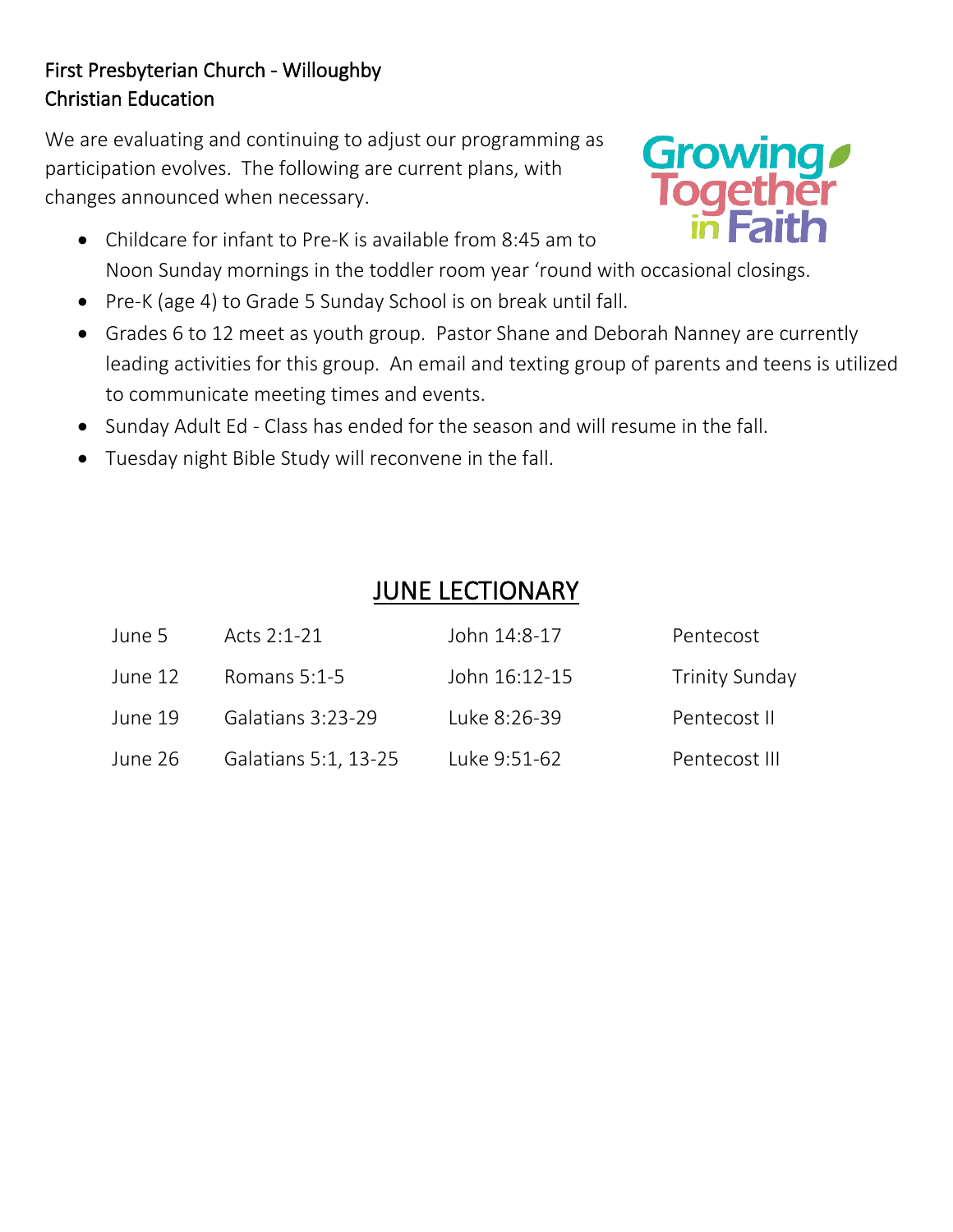First Presbyterian Church - Willoughby
Christian Education

We are evaluating and continuing to adjust our programming as participation evolves. The following are current plans, with changes announced when necessary.

Growing Together in Faith

- Childcare for infant to Pre-K is available from 8:45 am to Noon Sunday mornings in the toddler room year 'round with occasional closings.
- Pre-K (age 4) to Grade 5 Sunday School is on break until fall.
- Grades 6 to 12 meet as youth group. Pastor Shane and Deborah Nanney are currently leading activities for this group. An email and texting group of parents and teens is utilized to communicate meeting times and events.
- Sunday Adult Ed - Class has ended for the season and will resume in the fall.
- Tuesday night Bible Study will reconvene in the fall.

## JUNE LECTIONARY

| | | | |
|---|---|---|---|
| June 5 | Acts 2:1-21 | John 14:8-17 | Pentecost |
| June 12 | Romans 5:1-5 | John 16:12-15 | Trinity Sunday |
| June 19 | Galatians 3:23-29 | Luke 8:26-39 | Pentecost II |
| June 26 | Galatians 5:1, 13-25 | Luke 9:51-62 | Pentecost III |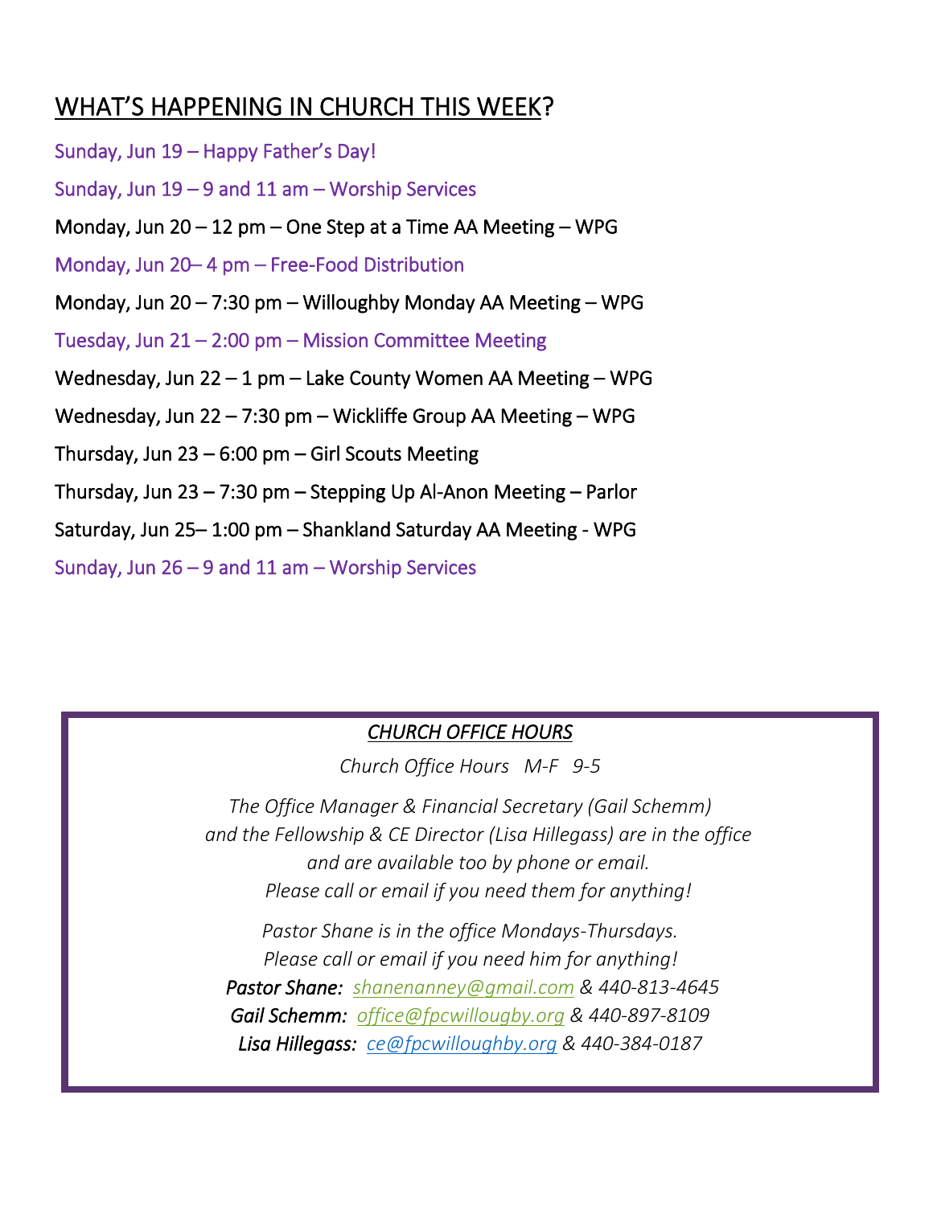## WHAT'S HAPPENING IN CHURCH THIS WEEK?

Sunday, Jun 19 – Happy Father's Day!

Sunday, Jun 19 – 9 and 11 am – Worship Services

Monday, Jun 20 – 12 pm – One Step at a Time AA Meeting – WPG

Monday, Jun 20– 4 pm – Free-Food Distribution

Monday, Jun 20 – 7:30 pm – Willoughby Monday AA Meeting – WPG

Tuesday, Jun 21 – 2:00 pm – Mission Committee Meeting

Wednesday, Jun 22 – 1 pm – Lake County Women AA Meeting – WPG

Wednesday, Jun 22 – 7:30 pm – Wickliffe Group AA Meeting – WPG

Thursday, Jun 23 – 6:00 pm – Girl Scouts Meeting

Thursday, Jun 23 – 7:30 pm – Stepping Up Al-Anon Meeting – Parlor

Saturday, Jun 25– 1:00 pm – Shankland Saturday AA Meeting - WPG

Sunday, Jun 26 – 9 and 11 am – Worship Services

### *CHURCH OFFICE HOURS*

*Church Office Hours M-F 9-5*

*The Office Manager & Financial Secretary (Gail Schemm) and the Fellowship & CE Director (Lisa Hillegass) are in the office and are available too by phone or email. Please call or email if you need them for anything!*

*Pastor Shane is in the office Mondays-Thursdays. Please call or email if you need him for anything!*

***Pastor Shane:*** *shanenanney@gmail.com & 440-813-4645*
***Gail Schemm:*** *office@fpcwillougby.org & 440-897-8109*
***Lisa Hillegass:*** *ce@fpcwilloughby.org & 440-384-0187*